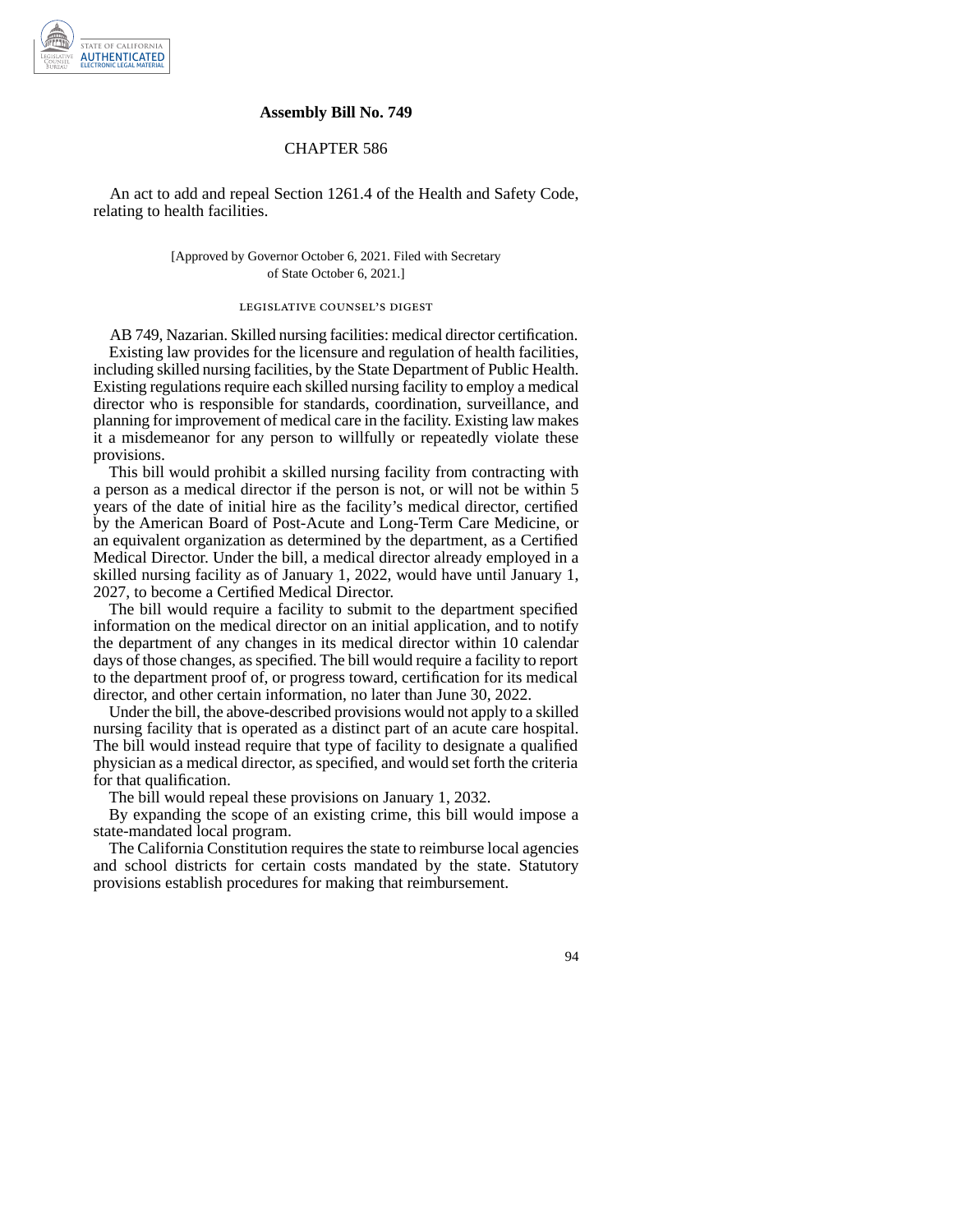**Assembly Bill No. 749**

CHAPTER 586

An act to add and repeal Section 1261.4 of the Health and Safety Code, relating to health facilities.

[Approved by Governor October 6, 2021. Filed with Secretary of State October 6, 2021.]

LEGISLATIVE COUNSEL'S DIGEST

AB 749, Nazarian. Skilled nursing facilities: medical director certification.

Existing law provides for the licensure and regulation of health facilities, including skilled nursing facilities, by the State Department of Public Health. Existing regulations require each skilled nursing facility to employ a medical director who is responsible for standards, coordination, surveillance, and planning for improvement of medical care in the facility. Existing law makes it a misdemeanor for any person to willfully or repeatedly violate these provisions.

This bill would prohibit a skilled nursing facility from contracting with a person as a medical director if the person is not, or will not be within 5 years of the date of initial hire as the facility's medical director, certified by the American Board of Post-Acute and Long-Term Care Medicine, or an equivalent organization as determined by the department, as a Certified Medical Director. Under the bill, a medical director already employed in a skilled nursing facility as of January 1, 2022, would have until January 1, 2027, to become a Certified Medical Director.

The bill would require a facility to submit to the department specified information on the medical director on an initial application, and to notify the department of any changes in its medical director within 10 calendar days of those changes, as specified. The bill would require a facility to report to the department proof of, or progress toward, certification for its medical director, and other certain information, no later than June 30, 2022.

Under the bill, the above-described provisions would not apply to a skilled nursing facility that is operated as a distinct part of an acute care hospital. The bill would instead require that type of facility to designate a qualified physician as a medical director, as specified, and would set forth the criteria for that qualification.

The bill would repeal these provisions on January 1, 2032.

By expanding the scope of an existing crime, this bill would impose a state-mandated local program.

The California Constitution requires the state to reimburse local agencies and school districts for certain costs mandated by the state. Statutory provisions establish procedures for making that reimbursement.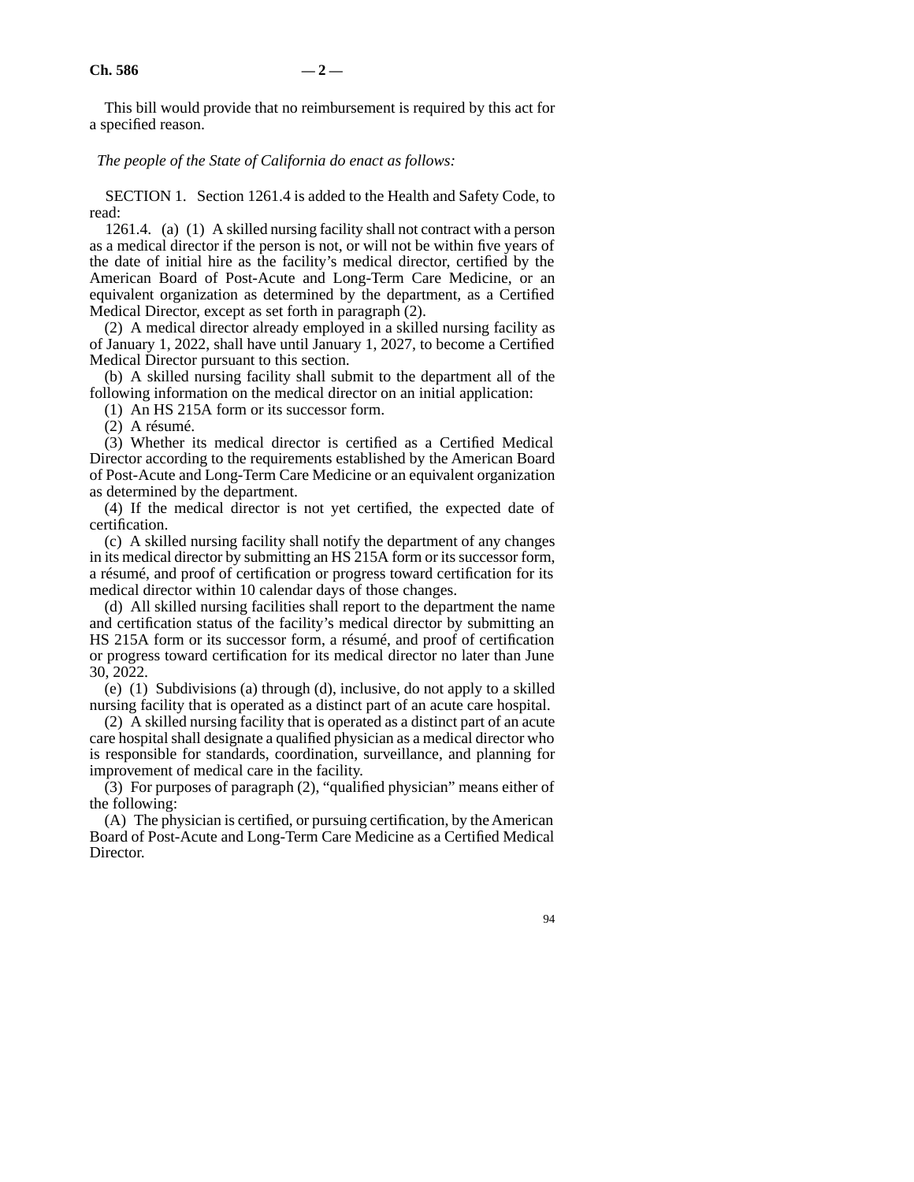This bill would provide that no reimbursement is required by this act for a specified reason.

*The people of the State of California do enact as follows:*

SECTION 1. Section 1261.4 is added to the Health and Safety Code, to read:

1261.4. (a) (1) A skilled nursing facility shall not contract with a person as a medical director if the person is not, or will not be within five years of the date of initial hire as the facility's medical director, certified by the American Board of Post-Acute and Long-Term Care Medicine, or an equivalent organization as determined by the department, as a Certified Medical Director, except as set forth in paragraph (2).

(2) A medical director already employed in a skilled nursing facility as of January 1, 2022, shall have until January 1, 2027, to become a Certified Medical Director pursuant to this section.

(b) A skilled nursing facility shall submit to the department all of the following information on the medical director on an initial application:

(1) An HS 215A form or its successor form.

(2) A résumé.

(3) Whether its medical director is certified as a Certified Medical Director according to the requirements established by the American Board of Post-Acute and Long-Term Care Medicine or an equivalent organization as determined by the department.

(4) If the medical director is not yet certified, the expected date of certification.

(c) A skilled nursing facility shall notify the department of any changes in its medical director by submitting an HS 215A form or its successor form, a résumé, and proof of certification or progress toward certification for its medical director within 10 calendar days of those changes.

(d) All skilled nursing facilities shall report to the department the name and certification status of the facility's medical director by submitting an HS 215A form or its successor form, a résumé, and proof of certification or progress toward certification for its medical director no later than June 30, 2022.

(e) (1) Subdivisions (a) through (d), inclusive, do not apply to a skilled nursing facility that is operated as a distinct part of an acute care hospital.

(2) A skilled nursing facility that is operated as a distinct part of an acute care hospital shall designate a qualified physician as a medical director who is responsible for standards, coordination, surveillance, and planning for improvement of medical care in the facility.

(3) For purposes of paragraph (2), "qualified physician" means either of the following:

(A) The physician is certified, or pursuing certification, by the American Board of Post-Acute and Long-Term Care Medicine as a Certified Medical Director.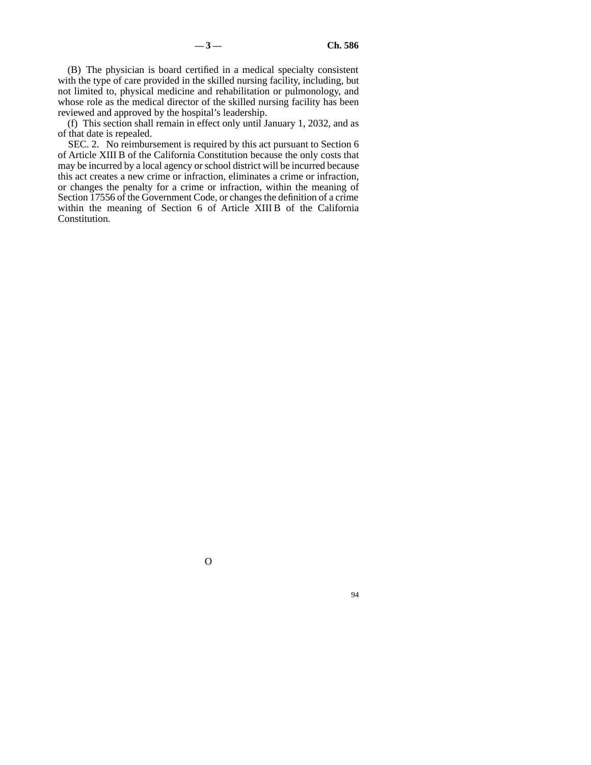(B) The physician is board certified in a medical specialty consistent with the type of care provided in the skilled nursing facility, including, but not limited to, physical medicine and rehabilitation or pulmonology, and whose role as the medical director of the skilled nursing facility has been reviewed and approved by the hospital's leadership.

(f) This section shall remain in effect only until January 1, 2032, and as of that date is repealed.

SEC. 2. No reimbursement is required by this act pursuant to Section 6 of Article XIII B of the California Constitution because the only costs that may be incurred by a local agency or school district will be incurred because this act creates a new crime or infraction, eliminates a crime or infraction, or changes the penalty for a crime or infraction, within the meaning of Section 17556 of the Government Code, or changes the definition of a crime within the meaning of Section 6 of Article XIII B of the California Constitution.

O